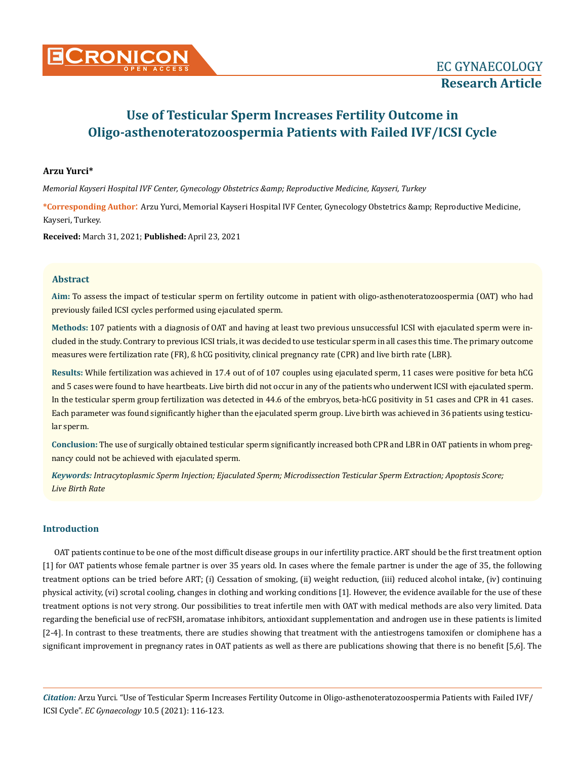# Use of Testicular Sperm Increases Fertility Outcome in Oligo-asthenoteratozoospermia Patients with Failed IVF/ICSI Cycle

**Arzu Yurci***

*Memorial Kayseri Hospital IVF Center, Gynecology Obstetrics &amp; Reproductive Medicine, Kayseri, Turkey*

**\*Corresponding Author:** Arzu Yurci, Memorial Kayseri Hospital IVF Center, Gynecology Obstetrics &amp; Reproductive Medicine, Kayseri, Turkey.

**Received:** March 31, 2021; **Published:** April 23, 2021

## Abstract

**Aim:** To assess the impact of testicular sperm on fertility outcome in patient with oligo-asthenoteratozoospermia (OAT) who had previously failed ICSI cycles performed using ejaculated sperm.

**Methods:** 107 patients with a diagnosis of OAT and having at least two previous unsuccessful ICSI with ejaculated sperm were included in the study. Contrary to previous ICSI trials, it was decided to use testicular sperm in all cases this time. The primary outcome measures were fertilization rate (FR), ß hCG positivity, clinical pregnancy rate (CPR) and live birth rate (LBR).

**Results:** While fertilization was achieved in 17.4 out of of 107 couples using ejaculated sperm, 11 cases were positive for beta hCG and 5 cases were found to have heartbeats. Live birth did not occur in any of the patients who underwent ICSI with ejaculated sperm. In the testicular sperm group fertilization was detected in 44.6 of the embryos, beta-hCG positivity in 51 cases and CPR in 41 cases. Each parameter was found significantly higher than the ejaculated sperm group. Live birth was achieved in 36 patients using testicular sperm.

**Conclusion:** The use of surgically obtained testicular sperm significantly increased both CPR and LBR in OAT patients in whom pregnancy could not be achieved with ejaculated sperm.

***Keywords:*** *Intracytoplasmic Sperm Injection; Ejaculated Sperm; Microdissection Testicular Sperm Extraction; Apoptosis Score; Live Birth Rate*

## Introduction

OAT patients continue to be one of the most difficult disease groups in our infertility practice. ART should be the first treatment option [1] for OAT patients whose female partner is over 35 years old. In cases where the female partner is under the age of 35, the following treatment options can be tried before ART; (i) Cessation of smoking, (ii) weight reduction, (iii) reduced alcohol intake, (iv) continuing physical activity, (vi) scrotal cooling, changes in clothing and working conditions [1]. However, the evidence available for the use of these treatment options is not very strong. Our possibilities to treat infertile men with OAT with medical methods are also very limited. Data regarding the beneficial use of recFSH, aromatase inhibitors, antioxidant supplementation and androgen use in these patients is limited [2-4]. In contrast to these treatments, there are studies showing that treatment with the antiestrogens tamoxifen or clomiphene has a significant improvement in pregnancy rates in OAT patients as well as there are publications showing that there is no benefit [5,6]. The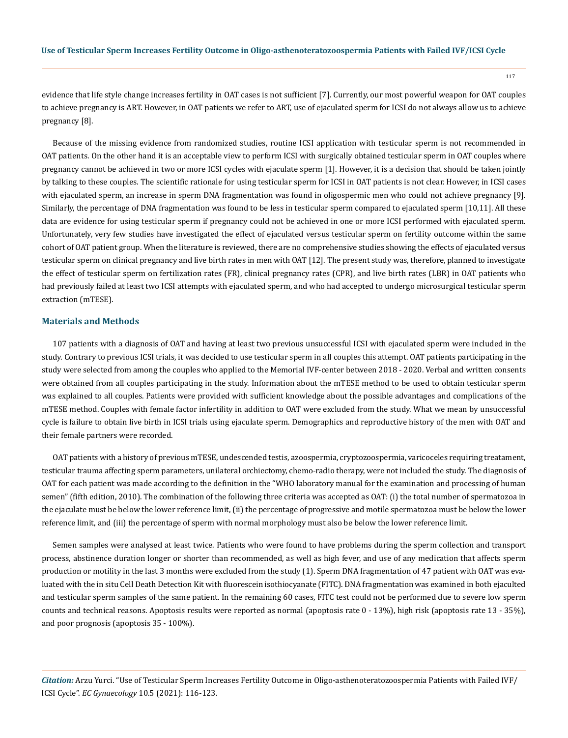evidence that life style change increases fertility in OAT cases is not sufficient [7]. Currently, our most powerful weapon for OAT couples to achieve pregnancy is ART. However, in OAT patients we refer to ART, use of ejaculated sperm for ICSI do not always allow us to achieve pregnancy [8].

Because of the missing evidence from randomized studies, routine ICSI application with testicular sperm is not recommended in OAT patients. On the other hand it is an acceptable view to perform ICSI with surgically obtained testicular sperm in OAT couples where pregnancy cannot be achieved in two or more ICSI cycles with ejaculate sperm [1]. However, it is a decision that should be taken jointly by talking to these couples. The scientific rationale for using testicular sperm for ICSI in OAT patients is not clear. However, in ICSI cases with ejaculated sperm, an increase in sperm DNA fragmentation was found in oligospermic men who could not achieve pregnancy [9]. Similarly, the percentage of DNA fragmentation was found to be less in testicular sperm compared to ejaculated sperm [10,11]. All these data are evidence for using testicular sperm if pregnancy could not be achieved in one or more ICSI performed with ejaculated sperm. Unfortunately, very few studies have investigated the effect of ejaculated versus testicular sperm on fertility outcome within the same cohort of OAT patient group. When the literature is reviewed, there are no comprehensive studies showing the effects of ejaculated versus testicular sperm on clinical pregnancy and live birth rates in men with OAT [12]. The present study was, therefore, planned to investigate the effect of testicular sperm on fertilization rates (FR), clinical pregnancy rates (CPR), and live birth rates (LBR) in OAT patients who had previously failed at least two ICSI attempts with ejaculated sperm, and who had accepted to undergo microsurgical testicular sperm extraction (mTESE).

## Materials and Methods

107 patients with a diagnosis of OAT and having at least two previous unsuccessful ICSI with ejaculated sperm were included in the study. Contrary to previous ICSI trials, it was decided to use testicular sperm in all couples this attempt. OAT patients participating in the study were selected from among the couples who applied to the Memorial IVF-center between 2018 - 2020. Verbal and written consents were obtained from all couples participating in the study. Information about the mTESE method to be used to obtain testicular sperm was explained to all couples. Patients were provided with sufficient knowledge about the possible advantages and complications of the mTESE method. Couples with female factor infertility in addition to OAT were excluded from the study. What we mean by unsuccessful cycle is failure to obtain live birth in ICSI trials using ejaculate sperm. Demographics and reproductive history of the men with OAT and their female partners were recorded.

OAT patients with a history of previous mTESE, undescended testis, azoospermia, cryptozoospermia, varicoceles requiring treatament, testicular trauma affecting sperm parameters, unilateral orchiectomy, chemo-radio therapy, were not included the study. The diagnosis of OAT for each patient was made according to the definition in the "WHO laboratory manual for the examination and processing of human semen" (fifth edition, 2010). The combination of the following three criteria was accepted as OAT: (i) the total number of spermatozoa in the ejaculate must be below the lower reference limit, (ii) the percentage of progressive and motile spermatozoa must be below the lower reference limit, and (iii) the percentage of sperm with normal morphology must also be below the lower reference limit.

Semen samples were analysed at least twice. Patients who were found to have problems during the sperm collection and transport process, abstinence duration longer or shorter than recommended, as well as high fever, and use of any medication that affects sperm production or motility in the last 3 months were excluded from the study (1). Sperm DNA fragmentation of 47 patient with OAT was evaluated with the in situ Cell Death Detection Kit with fluorescein isothiocyanate (FITC). DNA fragmentation was examined in both ejaculted and testicular sperm samples of the same patient. In the remaining 60 cases, FITC test could not be performed due to severe low sperm counts and technical reasons. Apoptosis results were reported as normal (apoptosis rate 0 - 13%), high risk (apoptosis rate 13 - 35%), and poor prognosis (apoptosis 35 - 100%).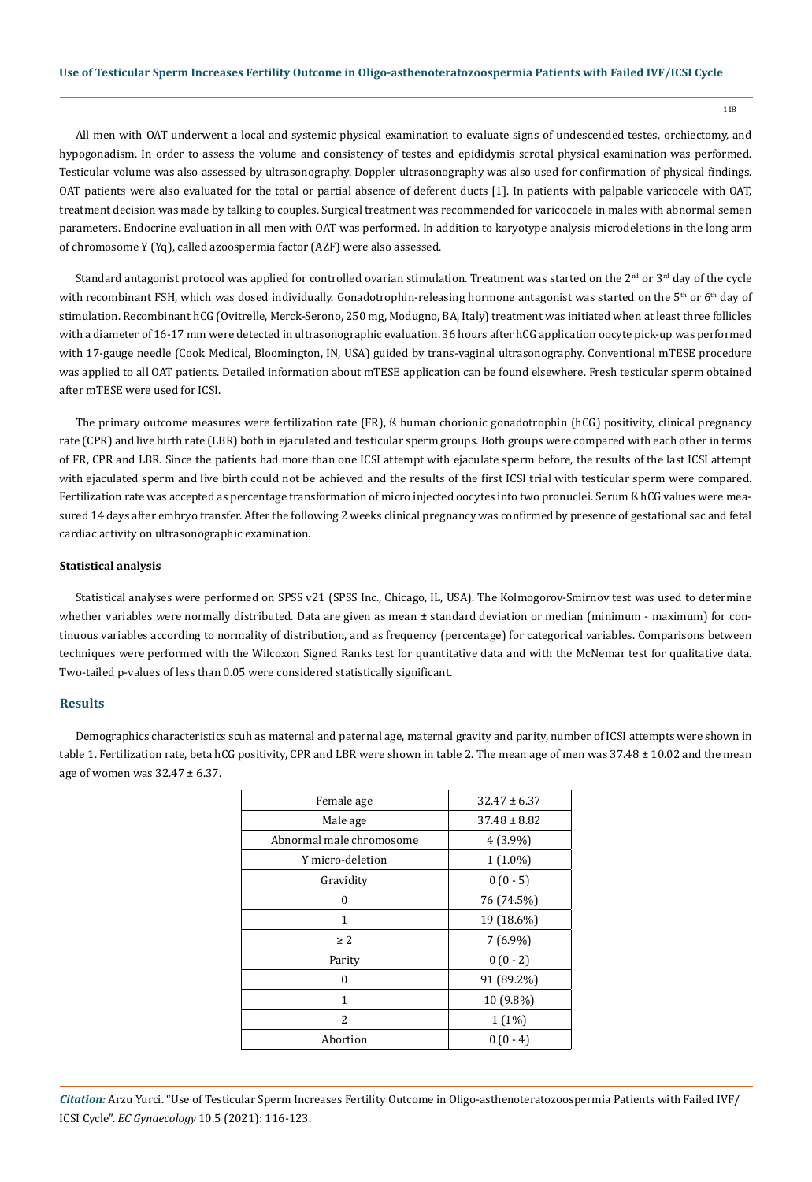All men with OAT underwent a local and systemic physical examination to evaluate signs of undescended testes, orchiectomy, and hypogonadism. In order to assess the volume and consistency of testes and epididymis scrotal physical examination was performed. Testicular volume was also assessed by ultrasonography. Doppler ultrasonography was also used for confirmation of physical findings. OAT patients were also evaluated for the total or partial absence of deferent ducts [1]. In patients with palpable varicocele with OAT, treatment decision was made by talking to couples. Surgical treatment was recommended for varicocoele in males with abnormal semen parameters. Endocrine evaluation in all men with OAT was performed. In addition to karyotype analysis microdeletions in the long arm of chromosome Y (Yq), called azoospermia factor (AZF) were also assessed.

Standard antagonist protocol was applied for controlled ovarian stimulation. Treatment was started on the 2nd or 3rd day of the cycle with recombinant FSH, which was dosed individually. Gonadotrophin-releasing hormone antagonist was started on the 5th or 6th day of stimulation. Recombinant hCG (Ovitrelle, Merck-Serono, 250 mg, Modugno, BA, Italy) treatment was initiated when at least three follicles with a diameter of 16-17 mm were detected in ultrasonographic evaluation. 36 hours after hCG application oocyte pick-up was performed with 17-gauge needle (Cook Medical, Bloomington, IN, USA) guided by trans-vaginal ultrasonography. Conventional mTESE procedure was applied to all OAT patients. Detailed information about mTESE application can be found elsewhere. Fresh testicular sperm obtained after mTESE were used for ICSI.

The primary outcome measures were fertilization rate (FR), ß human chorionic gonadotrophin (hCG) positivity, clinical pregnancy rate (CPR) and live birth rate (LBR) both in ejaculated and testicular sperm groups. Both groups were compared with each other in terms of FR, CPR and LBR. Since the patients had more than one ICSI attempt with ejaculate sperm before, the results of the last ICSI attempt with ejaculated sperm and live birth could not be achieved and the results of the first ICSI trial with testicular sperm were compared. Fertilization rate was accepted as percentage transformation of micro injected oocytes into two pronuclei. Serum ß hCG values were measured 14 days after embryo transfer. After the following 2 weeks clinical pregnancy was confirmed by presence of gestational sac and fetal cardiac activity on ultrasonographic examination.

### Statistical analysis

Statistical analyses were performed on SPSS v21 (SPSS Inc., Chicago, IL, USA). The Kolmogorov-Smirnov test was used to determine whether variables were normally distributed. Data are given as mean ± standard deviation or median (minimum - maximum) for continuous variables according to normality of distribution, and as frequency (percentage) for categorical variables. Comparisons between techniques were performed with the Wilcoxon Signed Ranks test for quantitative data and with the McNemar test for qualitative data. Two-tailed p-values of less than 0.05 were considered statistically significant.

## Results

Demographics characteristics scuh as maternal and paternal age, maternal gravity and parity, number of ICSI attempts were shown in table 1. Fertilization rate, beta hCG positivity, CPR and LBR were shown in table 2. The mean age of men was 37.48 ± 10.02 and the mean age of women was 32.47 ± 6.37.

| | |
|---|---|
| Female age | 32.47 ± 6.37 |
| Male age | 37.48 ± 8.82 |
| Abnormal male chromosome | 4 (3.9%) |
| Y micro-deletion | 1 (1.0%) |
| Gravidity | 0 (0 - 5) |
| 0 | 76 (74.5%) |
| 1 | 19 (18.6%) |
| ≥ 2 | 7 (6.9%) |
| Parity | 0 (0 - 2) |
| 0 | 91 (89.2%) |
| 1 | 10 (9.8%) |
| 2 | 1 (1%) |
| Abortion | 0 (0 - 4) |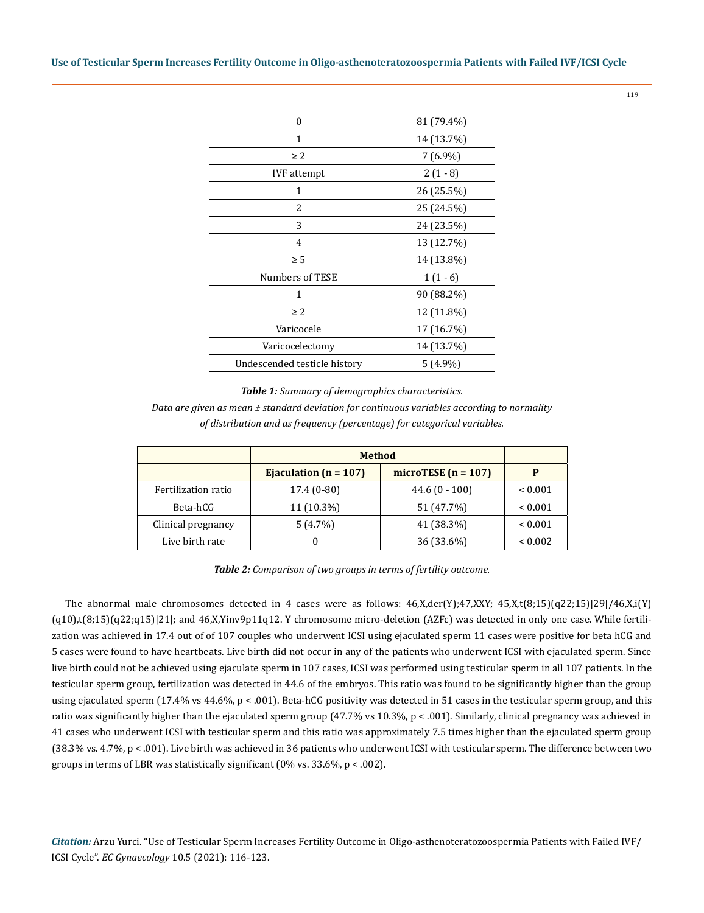| | |
|---|---|
| 0 | 81 (79.4%) |
| 1 | 14 (13.7%) |
| ≥ 2 | 7 (6.9%) |
| IVF attempt | 2 (1 - 8) |
| 1 | 26 (25.5%) |
| 2 | 25 (24.5%) |
| 3 | 24 (23.5%) |
| 4 | 13 (12.7%) |
| ≥ 5 | 14 (13.8%) |
| Numbers of TESE | 1 (1 - 6) |
| 1 | 90 (88.2%) |
| ≥ 2 | 12 (11.8%) |
| Varicocele | 17 (16.7%) |
| Varicocelectomy | 14 (13.7%) |
| Undescended testicle history | 5 (4.9%) |

***Table 1:*** *Summary of demographics characteristics.*

*Data are given as mean ± standard deviation for continuous variables according to normality of distribution and as frequency (percentage) for categorical variables.*

| | **Method** | | |
|---|---|---|---|
| | **Ejaculation (n = 107)** | **microTESE (n = 107)** | **P** |
| Fertilization ratio | 17.4 (0-80) | 44.6 (0 - 100) | < 0.001 |
| Beta-hCG | 11 (10.3%) | 51 (47.7%) | < 0.001 |
| Clinical pregnancy | 5 (4.7%) | 41 (38.3%) | < 0.001 |
| Live birth rate | 0 | 36 (33.6%) | < 0.002 |

***Table 2:*** *Comparison of two groups in terms of fertility outcome.*

The abnormal male chromosomes detected in 4 cases were as follows: 46,X,der(Y);47,XXY; 45,X,t(8;15)(q22;15)|29|/46,X,i(Y)(q10),t(8;15)(q22;q15)|21|; and 46,X,Yinv9p11q12. Y chromosome micro-deletion (AZFc) was detected in only one case. While fertilization was achieved in 17.4 out of of 107 couples who underwent ICSI using ejaculated sperm 11 cases were positive for beta hCG and 5 cases were found to have heartbeats. Live birth did not occur in any of the patients who underwent ICSI with ejaculated sperm. Since live birth could not be achieved using ejaculate sperm in 107 cases, ICSI was performed using testicular sperm in all 107 patients. In the testicular sperm group, fertilization was detected in 44.6 of the embryos. This ratio was found to be significantly higher than the group using ejaculated sperm (17.4% vs 44.6%, $p < .001$). Beta-hCG positivity was detected in 51 cases in the testicular sperm group, and this ratio was significantly higher than the ejaculated sperm group (47.7% vs 10.3%, $p < .001$). Similarly, clinical pregnancy was achieved in 41 cases who underwent ICSI with testicular sperm and this ratio was approximately 7.5 times higher than the ejaculated sperm group (38.3% vs. 4.7%, $p < .001$). Live birth was achieved in 36 patients who underwent ICSI with testicular sperm. The difference between two groups in terms of LBR was statistically significant (0% vs. 33.6%, $p < .002$).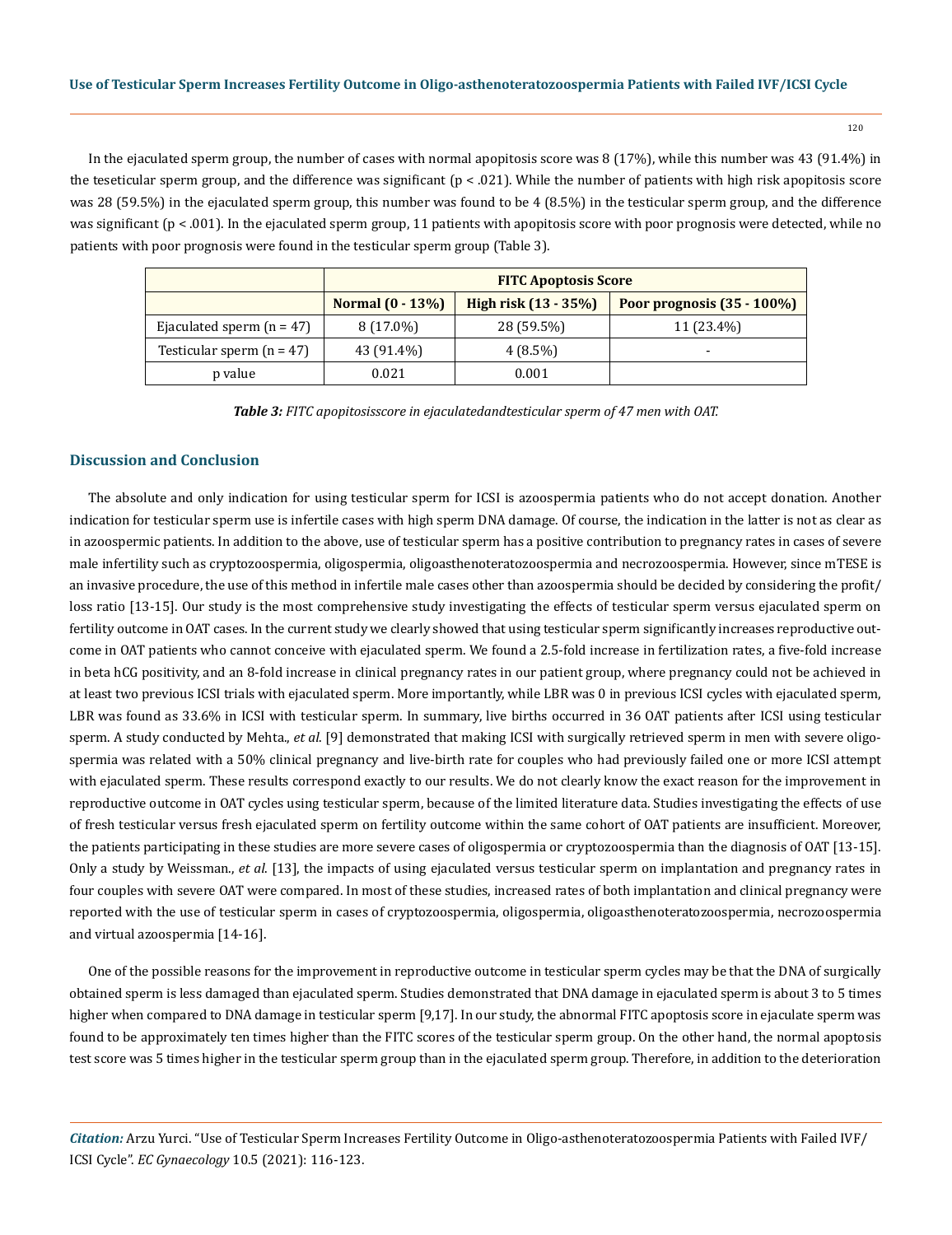In the ejaculated sperm group, the number of cases with normal apopitosis score was 8 (17%), while this number was 43 (91.4%) in the teseticular sperm group, and the difference was significant ($p < .021$). While the number of patients with high risk apopitosis score was 28 (59.5%) in the ejaculated sperm group, this number was found to be 4 (8.5%) in the testicular sperm group, and the difference was significant ($p < .001$). In the ejaculated sperm group, 11 patients with apopitosis score with poor prognosis were detected, while no patients with poor prognosis were found in the testicular sperm group (Table 3).

| | **FITC Apoptosis Score** | | |
|---|---|---|---|
| | **Normal (0 - 13%)** | **High risk (13 - 35%)** | **Poor prognosis (35 - 100%)** |
| Ejaculated sperm (n = 47) | 8 (17.0%) | 28 (59.5%) | 11 (23.4%) |
| Testicular sperm (n = 47) | 43 (91.4%) | 4 (8.5%) | - |
| p value | 0.021 | 0.001 | |

***Table 3:*** *FITC apopitosisscore in ejaculatedandtesticular sperm of 47 men with OAT.*

## Discussion and Conclusion

The absolute and only indication for using testicular sperm for ICSI is azoospermia patients who do not accept donation. Another indication for testicular sperm use is infertile cases with high sperm DNA damage. Of course, the indication in the latter is not as clear as in azoospermic patients. In addition to the above, use of testicular sperm has a positive contribution to pregnancy rates in cases of severe male infertility such as cryptozoospermia, oligospermia, oligoasthenoteratozoospermia and necrozoospermia. However, since mTESE is an invasive procedure, the use of this method in infertile male cases other than azoospermia should be decided by considering the profit/loss ratio [13-15]. Our study is the most comprehensive study investigating the effects of testicular sperm versus ejaculated sperm on fertility outcome in OAT cases. In the current study we clearly showed that using testicular sperm significantly increases reproductive outcome in OAT patients who cannot conceive with ejaculated sperm. We found a 2.5-fold increase in fertilization rates, a five-fold increase in beta hCG positivity, and an 8-fold increase in clinical pregnancy rates in our patient group, where pregnancy could not be achieved in at least two previous ICSI trials with ejaculated sperm. More importantly, while LBR was 0 in previous ICSI cycles with ejaculated sperm, LBR was found as 33.6% in ICSI with testicular sperm. In summary, live births occurred in 36 OAT patients after ICSI using testicular sperm. A study conducted by Mehta., *et al.* [9] demonstrated that making ICSI with surgically retrieved sperm in men with severe oligospermia was related with a 50% clinical pregnancy and live-birth rate for couples who had previously failed one or more ICSI attempt with ejaculated sperm. These results correspond exactly to our results. We do not clearly know the exact reason for the improvement in reproductive outcome in OAT cycles using testicular sperm, because of the limited literature data. Studies investigating the effects of use of fresh testicular versus fresh ejaculated sperm on fertility outcome within the same cohort of OAT patients are insufficient. Moreover, the patients participating in these studies are more severe cases of oligospermia or cryptozoospermia than the diagnosis of OAT [13-15]. Only a study by Weissman., *et al.* [13], the impacts of using ejaculated versus testicular sperm on implantation and pregnancy rates in four couples with severe OAT were compared. In most of these studies, increased rates of both implantation and clinical pregnancy were reported with the use of testicular sperm in cases of cryptozoospermia, oligospermia, oligoasthenoteratozoospermia, necrozoospermia and virtual azoospermia [14-16].

One of the possible reasons for the improvement in reproductive outcome in testicular sperm cycles may be that the DNA of surgically obtained sperm is less damaged than ejaculated sperm. Studies demonstrated that DNA damage in ejaculated sperm is about 3 to 5 times higher when compared to DNA damage in testicular sperm [9,17]. In our study, the abnormal FITC apoptosis score in ejaculate sperm was found to be approximately ten times higher than the FITC scores of the testicular sperm group. On the other hand, the normal apoptosis test score was 5 times higher in the testicular sperm group than in the ejaculated sperm group. Therefore, in addition to the deterioration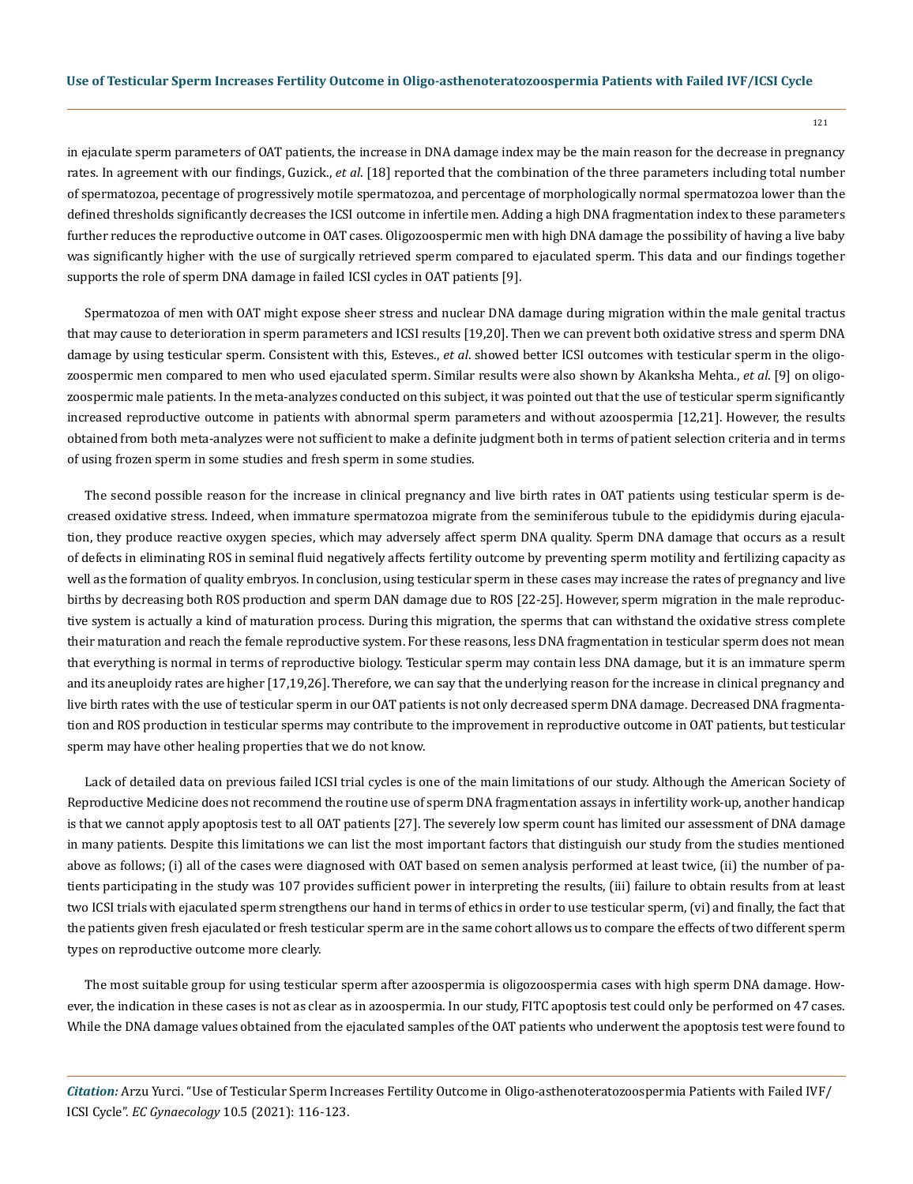in ejaculate sperm parameters of OAT patients, the increase in DNA damage index may be the main reason for the decrease in pregnancy rates. In agreement with our findings, Guzick., *et al*. [18] reported that the combination of the three parameters including total number of spermatozoa, pecentage of progressively motile spermatozoa, and percentage of morphologically normal spermatozoa lower than the defined thresholds significantly decreases the ICSI outcome in infertile men. Adding a high DNA fragmentation index to these parameters further reduces the reproductive outcome in OAT cases. Oligozoospermic men with high DNA damage the possibility of having a live baby was significantly higher with the use of surgically retrieved sperm compared to ejaculated sperm. This data and our findings together supports the role of sperm DNA damage in failed ICSI cycles in OAT patients [9].

Spermatozoa of men with OAT might expose sheer stress and nuclear DNA damage during migration within the male genital tractus that may cause to deterioration in sperm parameters and ICSI results [19,20]. Then we can prevent both oxidative stress and sperm DNA damage by using testicular sperm. Consistent with this, Esteves., *et al*. showed better ICSI outcomes with testicular sperm in the oligozoospermic men compared to men who used ejaculated sperm. Similar results were also shown by Akanksha Mehta., *et al*. [9] on oligozoospermic male patients. In the meta-analyzes conducted on this subject, it was pointed out that the use of testicular sperm significantly increased reproductive outcome in patients with abnormal sperm parameters and without azoospermia [12,21]. However, the results obtained from both meta-analyzes were not sufficient to make a definite judgment both in terms of patient selection criteria and in terms of using frozen sperm in some studies and fresh sperm in some studies.

The second possible reason for the increase in clinical pregnancy and live birth rates in OAT patients using testicular sperm is decreased oxidative stress. Indeed, when immature spermatozoa migrate from the seminiferous tubule to the epididymis during ejaculation, they produce reactive oxygen species, which may adversely affect sperm DNA quality. Sperm DNA damage that occurs as a result of defects in eliminating ROS in seminal fluid negatively affects fertility outcome by preventing sperm motility and fertilizing capacity as well as the formation of quality embryos. In conclusion, using testicular sperm in these cases may increase the rates of pregnancy and live births by decreasing both ROS production and sperm DAN damage due to ROS [22-25]. However, sperm migration in the male reproductive system is actually a kind of maturation process. During this migration, the sperms that can withstand the oxidative stress complete their maturation and reach the female reproductive system. For these reasons, less DNA fragmentation in testicular sperm does not mean that everything is normal in terms of reproductive biology. Testicular sperm may contain less DNA damage, but it is an immature sperm and its aneuploidy rates are higher [17,19,26]. Therefore, we can say that the underlying reason for the increase in clinical pregnancy and live birth rates with the use of testicular sperm in our OAT patients is not only decreased sperm DNA damage. Decreased DNA fragmentation and ROS production in testicular sperms may contribute to the improvement in reproductive outcome in OAT patients, but testicular sperm may have other healing properties that we do not know.

Lack of detailed data on previous failed ICSI trial cycles is one of the main limitations of our study. Although the American Society of Reproductive Medicine does not recommend the routine use of sperm DNA fragmentation assays in infertility work-up, another handicap is that we cannot apply apoptosis test to all OAT patients [27]. The severely low sperm count has limited our assessment of DNA damage in many patients. Despite this limitations we can list the most important factors that distinguish our study from the studies mentioned above as follows; (i) all of the cases were diagnosed with OAT based on semen analysis performed at least twice, (ii) the number of patients participating in the study was 107 provides sufficient power in interpreting the results, (iii) failure to obtain results from at least two ICSI trials with ejaculated sperm strengthens our hand in terms of ethics in order to use testicular sperm, (vi) and finally, the fact that the patients given fresh ejaculated or fresh testicular sperm are in the same cohort allows us to compare the effects of two different sperm types on reproductive outcome more clearly.

The most suitable group for using testicular sperm after azoospermia is oligozoospermia cases with high sperm DNA damage. However, the indication in these cases is not as clear as in azoospermia. In our study, FITC apoptosis test could only be performed on 47 cases. While the DNA damage values obtained from the ejaculated samples of the OAT patients who underwent the apoptosis test were found to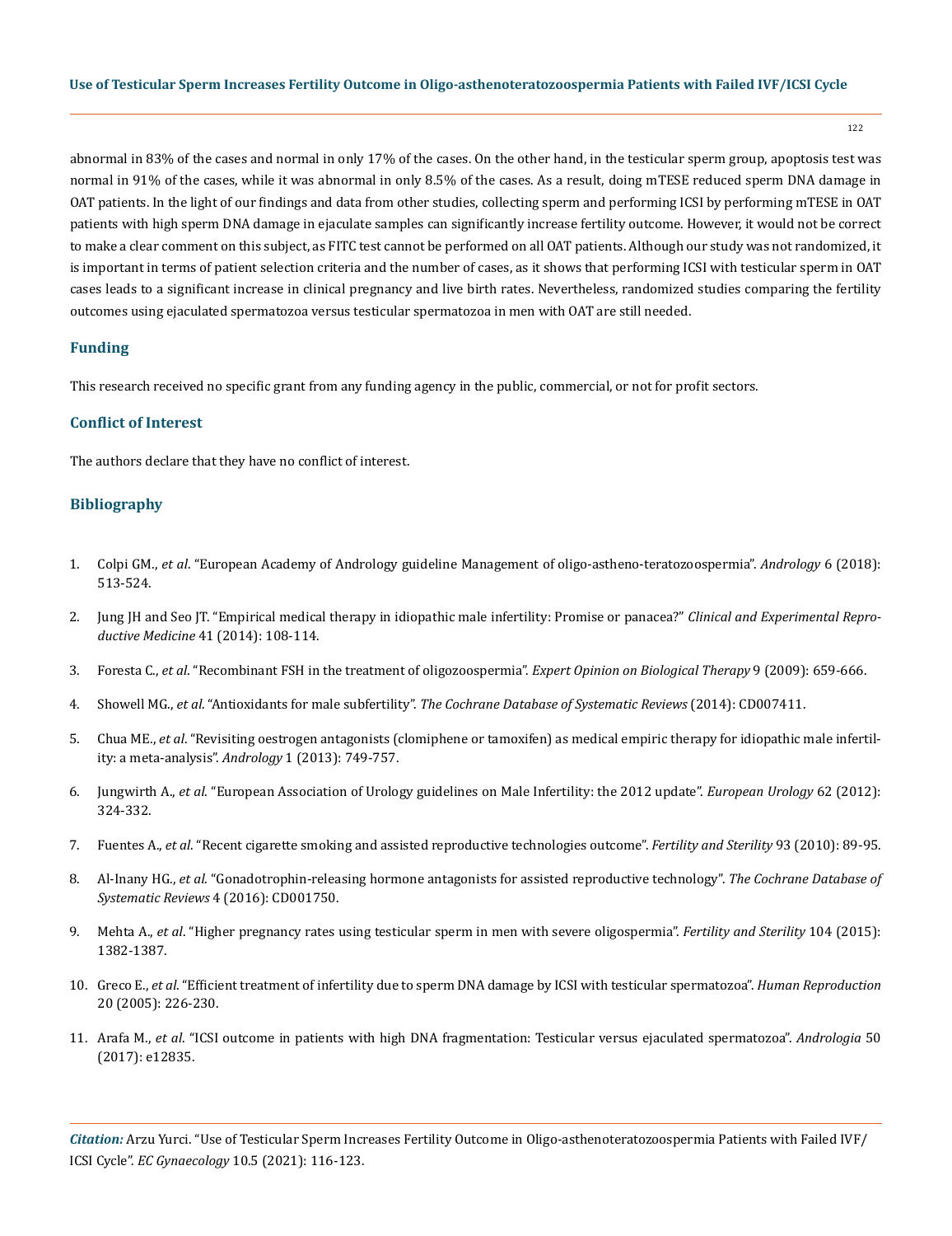abnormal in 83% of the cases and normal in only 17% of the cases. On the other hand, in the testicular sperm group, apoptosis test was normal in 91% of the cases, while it was abnormal in only 8.5% of the cases. As a result, doing mTESE reduced sperm DNA damage in OAT patients. In the light of our findings and data from other studies, collecting sperm and performing ICSI by performing mTESE in OAT patients with high sperm DNA damage in ejaculate samples can significantly increase fertility outcome. However, it would not be correct to make a clear comment on this subject, as FITC test cannot be performed on all OAT patients. Although our study was not randomized, it is important in terms of patient selection criteria and the number of cases, as it shows that performing ICSI with testicular sperm in OAT cases leads to a significant increase in clinical pregnancy and live birth rates. Nevertheless, randomized studies comparing the fertility outcomes using ejaculated spermatozoa versus testicular spermatozoa in men with OAT are still needed.

## Funding

This research received no specific grant from any funding agency in the public, commercial, or not for profit sectors.

## Conflict of Interest

The authors declare that they have no conflict of interest.

## Bibliography

1. Colpi GM., *et al*. "European Academy of Andrology guideline Management of oligo-astheno-teratozoospermia". *Andrology* 6 (2018): 513-524.
2. Jung JH and Seo JT. "Empirical medical therapy in idiopathic male infertility: Promise or panacea?" *Clinical and Experimental Reproductive Medicine* 41 (2014): 108-114.
3. Foresta C., *et al*. "Recombinant FSH in the treatment of oligozoospermia". *Expert Opinion on Biological Therapy* 9 (2009): 659-666.
4. Showell MG., *et al*. "Antioxidants for male subfertility". *The Cochrane Database of Systematic Reviews* (2014): CD007411.
5. Chua ME., *et al*. "Revisiting oestrogen antagonists (clomiphene or tamoxifen) as medical empiric therapy for idiopathic male infertility: a meta-analysis". *Andrology* 1 (2013): 749-757.
6. Jungwirth A., *et al*. "European Association of Urology guidelines on Male Infertility: the 2012 update". *European Urology* 62 (2012): 324-332.
7. Fuentes A., *et al*. "Recent cigarette smoking and assisted reproductive technologies outcome". *Fertility and Sterility* 93 (2010): 89-95.
8. Al-Inany HG., *et al*. "Gonadotrophin-releasing hormone antagonists for assisted reproductive technology". *The Cochrane Database of Systematic Reviews* 4 (2016): CD001750.
9. Mehta A., *et al*. "Higher pregnancy rates using testicular sperm in men with severe oligospermia". *Fertility and Sterility* 104 (2015): 1382-1387.
10. Greco E., *et al*. "Efficient treatment of infertility due to sperm DNA damage by ICSI with testicular spermatozoa". *Human Reproduction* 20 (2005): 226-230.
11. Arafa M., *et al*. "ICSI outcome in patients with high DNA fragmentation: Testicular versus ejaculated spermatozoa". *Andrologia* 50 (2017): e12835.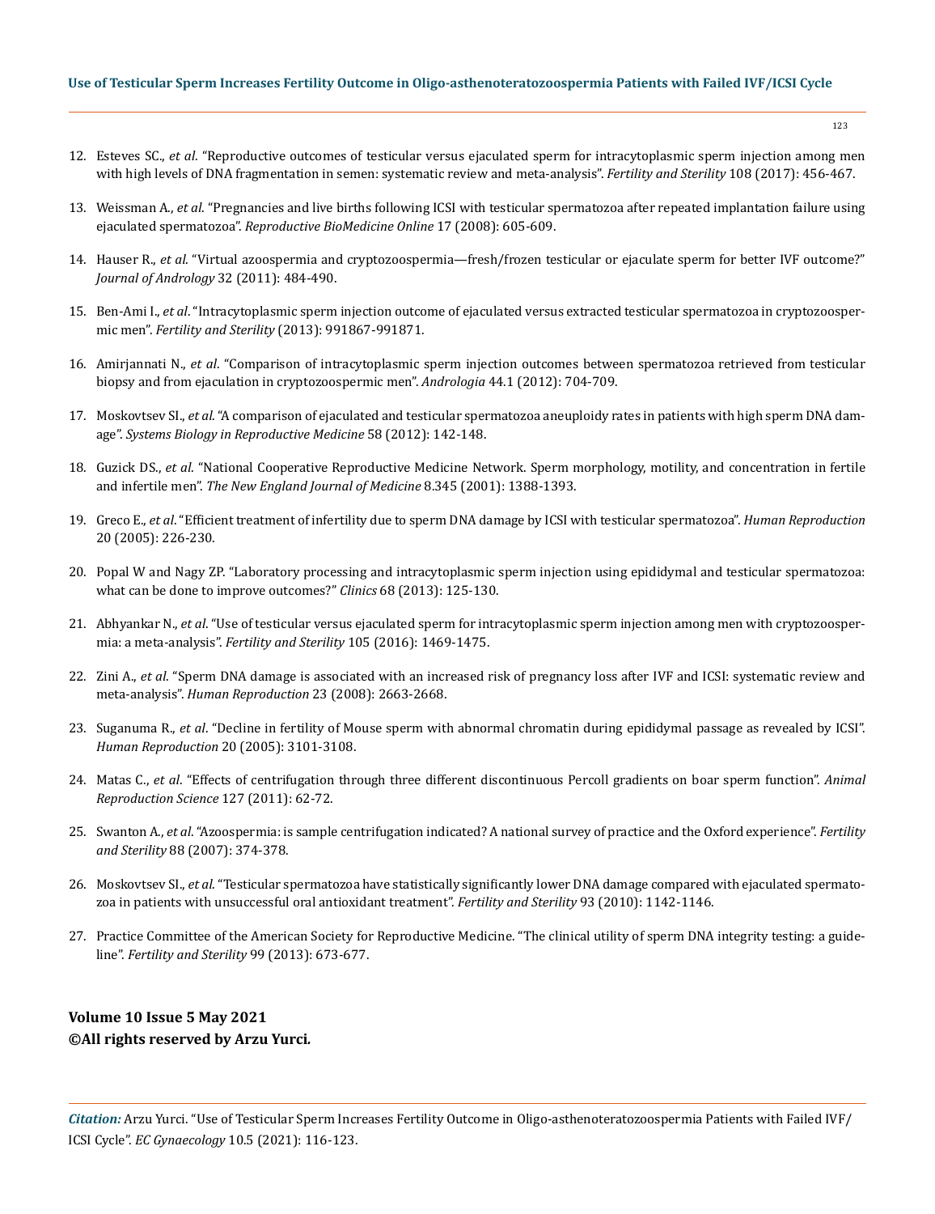12. Esteves SC., *et al*. "Reproductive outcomes of testicular versus ejaculated sperm for intracytoplasmic sperm injection among men with high levels of DNA fragmentation in semen: systematic review and meta-analysis". *Fertility and Sterility* 108 (2017): 456-467.

13. Weissman A., *et al*. "Pregnancies and live births following ICSI with testicular spermatozoa after repeated implantation failure using ejaculated spermatozoa". *Reproductive BioMedicine Online* 17 (2008): 605-609.

14. Hauser R., *et al*. "Virtual azoospermia and cryptozoospermia—fresh/frozen testicular or ejaculate sperm for better IVF outcome?" *Journal of Andrology* 32 (2011): 484-490.

15. Ben-Ami I., *et al*. "Intracytoplasmic sperm injection outcome of ejaculated versus extracted testicular spermatozoa in cryptozoospermic men". *Fertility and Sterility* (2013): 991867-991871.

16. Amirjannati N., *et al*. "Comparison of intracytoplasmic sperm injection outcomes between spermatozoa retrieved from testicular biopsy and from ejaculation in cryptozoospermic men". *Andrologia* 44.1 (2012): 704-709.

17. Moskovtsev SI., *et al*. "A comparison of ejaculated and testicular spermatozoa aneuploidy rates in patients with high sperm DNA damage". *Systems Biology in Reproductive Medicine* 58 (2012): 142-148.

18. Guzick DS., *et al*. "National Cooperative Reproductive Medicine Network. Sperm morphology, motility, and concentration in fertile and infertile men". *The New England Journal of Medicine* 8.345 (2001): 1388-1393.

19. Greco E., *et al*. "Efficient treatment of infertility due to sperm DNA damage by ICSI with testicular spermatozoa". *Human Reproduction* 20 (2005): 226-230.

20. Popal W and Nagy ZP. "Laboratory processing and intracytoplasmic sperm injection using epididymal and testicular spermatozoa: what can be done to improve outcomes?" *Clinics* 68 (2013): 125-130.

21. Abhyankar N., *et al*. "Use of testicular versus ejaculated sperm for intracytoplasmic sperm injection among men with cryptozoospermia: a meta-analysis". *Fertility and Sterility* 105 (2016): 1469-1475.

22. Zini A., *et al*. "Sperm DNA damage is associated with an increased risk of pregnancy loss after IVF and ICSI: systematic review and meta-analysis". *Human Reproduction* 23 (2008): 2663-2668.

23. Suganuma R., *et al*. "Decline in fertility of Mouse sperm with abnormal chromatin during epididymal passage as revealed by ICSI". *Human Reproduction* 20 (2005): 3101-3108.

24. Matas C., *et al*. "Effects of centrifugation through three different discontinuous Percoll gradients on boar sperm function". *Animal Reproduction Science* 127 (2011): 62-72.

25. Swanton A., *et al*. "Azoospermia: is sample centrifugation indicated? A national survey of practice and the Oxford experience". *Fertility and Sterility* 88 (2007): 374-378.

26. Moskovtsev SI., *et al*. "Testicular spermatozoa have statistically significantly lower DNA damage compared with ejaculated spermatozoa in patients with unsuccessful oral antioxidant treatment". *Fertility and Sterility* 93 (2010): 1142-1146.

27. Practice Committee of the American Society for Reproductive Medicine. "The clinical utility of sperm DNA integrity testing: a guideline". *Fertility and Sterility* 99 (2013): 673-677.

**Volume 10 Issue 5 May 2021**
**©All rights reserved by Arzu Yurci.**